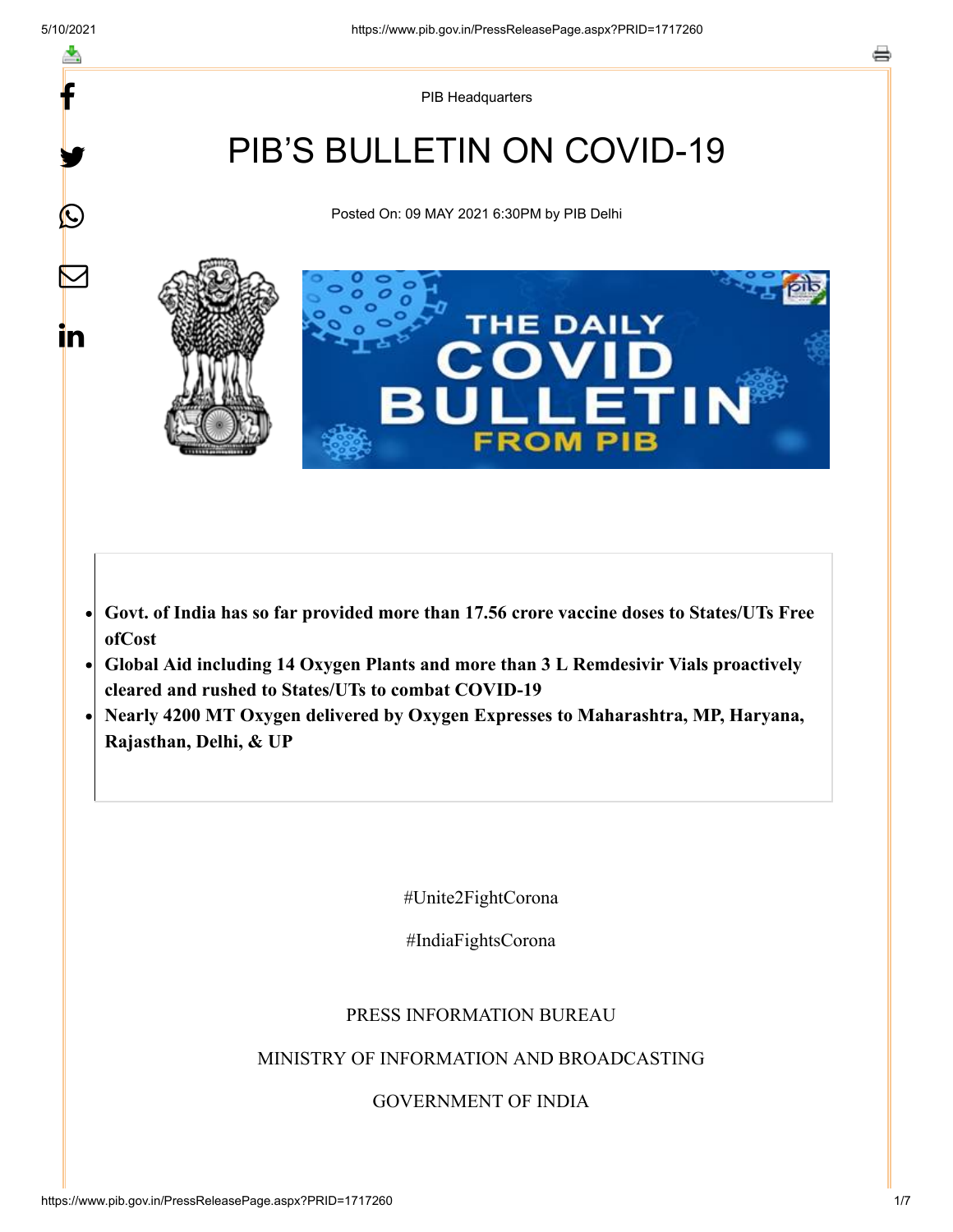PIB Headquarters

# PIB'S BULLETIN ON COVID-19

Posted On: 09 MAY 2021 6:30PM by PIB Delhi

- **Govt. of India has so far provided more than 17.56 crore vaccine doses to States/UTs Free ofCost**
- **Global Aid including 14 Oxygen Plants and more than 3 L Remdesivir Vials proactively cleared and rushed to States/UTs to combat COVID-19**
- **Nearly 4200 MT Oxygen delivered by Oxygen Expresses to Maharashtra, MP, Haryana, Rajasthan, Delhi, & UP**

#Unite2FightCorona

#IndiaFightsCorona

PRESS INFORMATION BUREAU

MINISTRY OF INFORMATION AND BROADCASTING

GOVERNMENT OF INDIA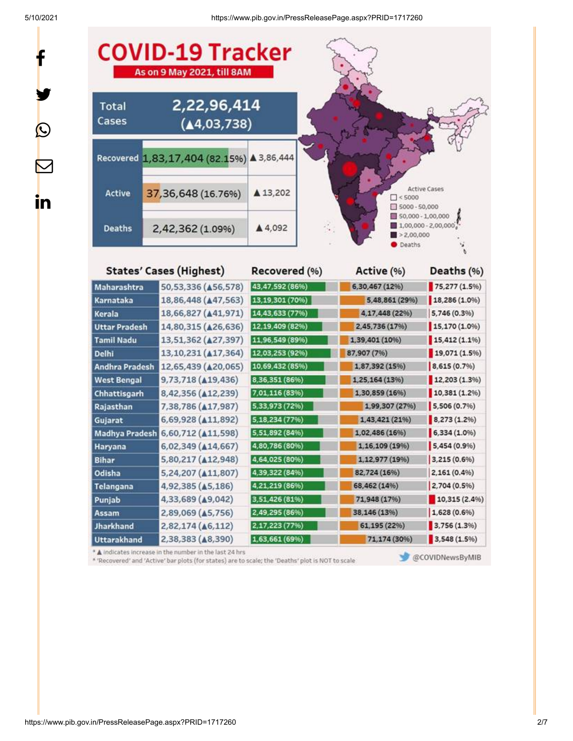# COVID-19 Tracker

**As on 9 May 2021, till 8AM**

| | | |
|---|---|---|
| Total Cases | 2,22,96,414 (▲4,03,738) | |
| Recovered | 1,83,17,404 (82.15%) | ▲3,86,444 |
| Active | 37,36,648 (16.76%) | ▲13,202 |
| Deaths | 2,42,362 (1.09%) | ▲4,092 |

Active Cases
- < 5000
- 5000 - 50,000
- 50,000 - 1,00,000
- 1,00,000 - 2,00,000
- > 2,00,000
- Deaths

| States' Cases (Highest) | | Recovered (%) | Active (%) | Deaths (%) |
|---|---|---|---|---|
| Maharashtra | 50,53,336 (▲56,578) | 43,47,592 (86%) | 6,30,467 (12%) | 75,277 (1.5%) |
| Karnataka | 18,86,448 (▲47,563) | 13,19,301 (70%) | 5,48,861 (29%) | 18,286 (1.0%) |
| Kerala | 18,66,827 (▲41,971) | 14,43,633 (77%) | 4,17,448 (22%) | 5,746 (0.3%) |
| Uttar Pradesh | 14,80,315 (▲26,636) | 12,19,409 (82%) | 2,45,736 (17%) | 15,170 (1.0%) |
| Tamil Nadu | 13,51,362 (▲27,397) | 11,96,549 (89%) | 1,39,401 (10%) | 15,412 (1.1%) |
| Delhi | 13,10,231 (▲17,364) | 12,03,253 (92%) | 87,907 (7%) | 19,071 (1.5%) |
| Andhra Pradesh | 12,65,439 (▲20,065) | 10,69,432 (85%) | 1,87,392 (15%) | 8,615 (0.7%) |
| West Bengal | 9,73,718 (▲19,436) | 8,36,351 (86%) | 1,25,164 (13%) | 12,203 (1.3%) |
| Chhattisgarh | 8,42,356 (▲12,239) | 7,01,116 (83%) | 1,30,859 (16%) | 10,381 (1.2%) |
| Rajasthan | 7,38,786 (▲17,987) | 5,33,973 (72%) | 1,99,307 (27%) | 5,506 (0.7%) |
| Gujarat | 6,69,928 (▲11,892) | 5,18,234 (77%) | 1,43,421 (21%) | 8,273 (1.2%) |
| Madhya Pradesh | 6,60,712 (▲11,598) | 5,51,892 (84%) | 1,02,486 (16%) | 6,334 (1.0%) |
| Haryana | 6,02,349 (▲14,667) | 4,80,786 (80%) | 1,16,109 (19%) | 5,454 (0.9%) |
| Bihar | 5,80,217 (▲12,948) | 4,64,025 (80%) | 1,12,977 (19%) | 3,215 (0.6%) |
| Odisha | 5,24,207 (▲11,807) | 4,39,322 (84%) | 82,724 (16%) | 2,161 (0.4%) |
| Telangana | 4,92,385 (▲5,186) | 4,21,219 (86%) | 68,462 (14%) | 2,704 (0.5%) |
| Punjab | 4,33,689 (▲9,042) | 3,51,426 (81%) | 71,948 (17%) | 10,315 (2.4%) |
| Assam | 2,89,069 (▲5,756) | 2,49,295 (86%) | 38,146 (13%) | 1,628 (0.6%) |
| Jharkhand | 2,82,174 (▲6,112) | 2,17,223 (77%) | 61,195 (22%) | 3,756 (1.3%) |
| Uttarakhand | 2,38,383 (▲8,390) | 1,63,661 (69%) | 71,174 (30%) | 3,548 (1.5%) |

* ▲ indicates increase in the number in the last 24 hrs
* 'Recovered' and 'Active' bar plots (for states) are to scale; the 'Deaths' plot is NOT to scale

@COVIDNewsByMIB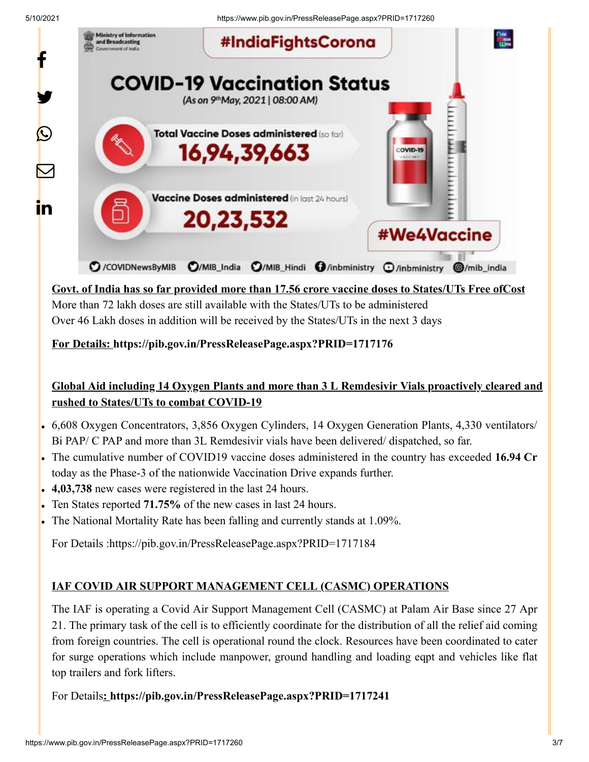#IndiaFightsCorona

**COVID-19 Vaccination Status**

(As on 9th May, 2021 | 08:00 AM)

Total Vaccine Doses administered (so far) **16,94,39,663**

Vaccine Doses administered (in last 24 hours) **20,23,532**

#We4Vaccine

/COVIDNewsByMIB /MIB_India /MIB_Hindi /inbministry /inbministry /mib_india

**Govt. of India has so far provided more than 17.56 crore vaccine doses to States/UTs Free ofCost**

More than 72 lakh doses are still available with the States/UTs to be administered

Over 46 Lakh doses in addition will be received by the States/UTs in the next 3 days

**For Details: https://pib.gov.in/PressReleasePage.aspx?PRID=1717176**

**Global Aid including 14 Oxygen Plants and more than 3 L Remdesivir Vials proactively cleared and rushed to States/UTs to combat COVID-19**

- 6,608 Oxygen Concentrators, 3,856 Oxygen Cylinders, 14 Oxygen Generation Plants, 4,330 ventilators/ Bi PAP/ C PAP and more than 3L Remdesivir vials have been delivered/ dispatched, so far.
- The cumulative number of COVID19 vaccine doses administered in the country has exceeded **16.94 Cr** today as the Phase-3 of the nationwide Vaccination Drive expands further.
- **4,03,738** new cases were registered in the last 24 hours.
- Ten States reported **71.75%** of the new cases in last 24 hours.
- The National Mortality Rate has been falling and currently stands at 1.09%.

For Details :https://pib.gov.in/PressReleasePage.aspx?PRID=1717184

**IAF COVID AIR SUPPORT MANAGEMENT CELL (CASMC) OPERATIONS**

The IAF is operating a Covid Air Support Management Cell (CASMC) at Palam Air Base since 27 Apr 21. The primary task of the cell is to efficiently coordinate for the distribution of all the relief aid coming from foreign countries. The cell is operational round the clock. Resources have been coordinated to cater for surge operations which include manpower, ground handling and loading eqpt and vehicles like flat top trailers and fork lifters.

For Details**: https://pib.gov.in/PressReleasePage.aspx?PRID=1717241**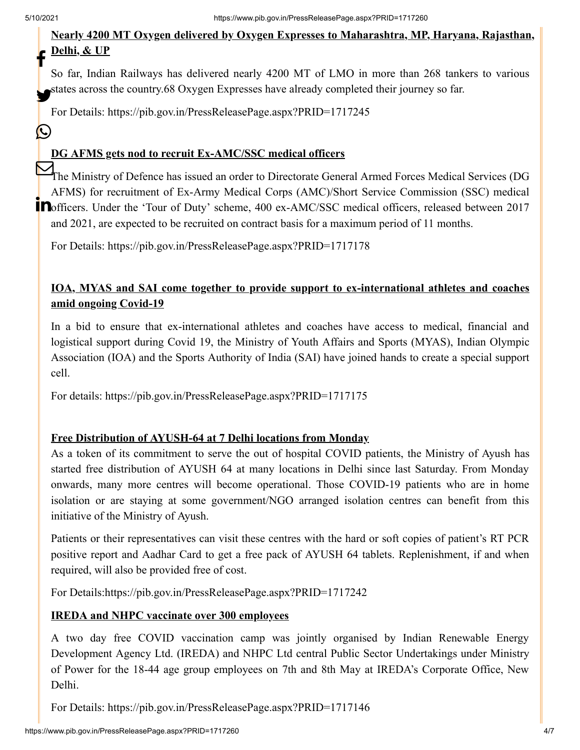**Nearly 4200 MT Oxygen delivered by Oxygen Expresses to Maharashtra, MP, Haryana, Rajasthan, Delhi, & UP**

So far, Indian Railways has delivered nearly 4200 MT of LMO in more than 268 tankers to various states across the country.68 Oxygen Expresses have already completed their journey so far.

For Details: https://pib.gov.in/PressReleasePage.aspx?PRID=1717245

**DG AFMS gets nod to recruit Ex-AMC/SSC medical officers**

The Ministry of Defence has issued an order to Directorate General Armed Forces Medical Services (DG AFMS) for recruitment of Ex-Army Medical Corps (AMC)/Short Service Commission (SSC) medical officers. Under the 'Tour of Duty' scheme, 400 ex-AMC/SSC medical officers, released between 2017 and 2021, are expected to be recruited on contract basis for a maximum period of 11 months.

For Details: https://pib.gov.in/PressReleasePage.aspx?PRID=1717178

**IOA, MYAS and SAI come together to provide support to ex-international athletes and coaches amid ongoing Covid-19**

In a bid to ensure that ex-international athletes and coaches have access to medical, financial and logistical support during Covid 19, the Ministry of Youth Affairs and Sports (MYAS), Indian Olympic Association (IOA) and the Sports Authority of India (SAI) have joined hands to create a special support cell.

For details: https://pib.gov.in/PressReleasePage.aspx?PRID=1717175

**Free Distribution of AYUSH-64 at 7 Delhi locations from Monday**

As a token of its commitment to serve the out of hospital COVID patients, the Ministry of Ayush has started free distribution of AYUSH 64 at many locations in Delhi since last Saturday. From Monday onwards, many more centres will become operational. Those COVID-19 patients who are in home isolation or are staying at some government/NGO arranged isolation centres can benefit from this initiative of the Ministry of Ayush.

Patients or their representatives can visit these centres with the hard or soft copies of patient's RT PCR positive report and Aadhar Card to get a free pack of AYUSH 64 tablets. Replenishment, if and when required, will also be provided free of cost.

For Details:https://pib.gov.in/PressReleasePage.aspx?PRID=1717242

**IREDA and NHPC vaccinate over 300 employees**

A two day free COVID vaccination camp was jointly organised by Indian Renewable Energy Development Agency Ltd. (IREDA) and NHPC Ltd central Public Sector Undertakings under Ministry of Power for the 18-44 age group employees on 7th and 8th May at IREDA's Corporate Office, New Delhi.

For Details: https://pib.gov.in/PressReleasePage.aspx?PRID=1717146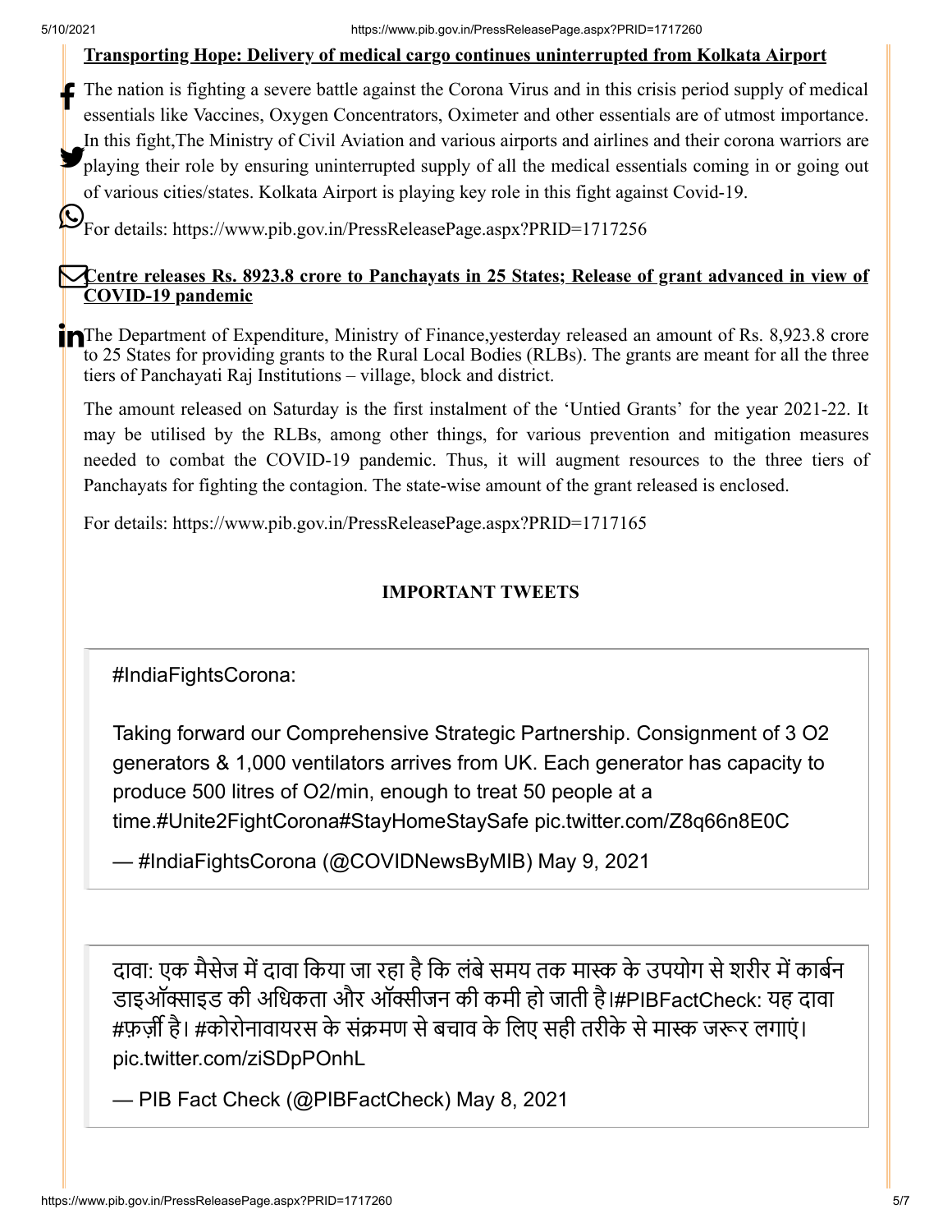**Transporting Hope: Delivery of medical cargo continues uninterrupted from Kolkata Airport**

The nation is fighting a severe battle against the Corona Virus and in this crisis period supply of medical essentials like Vaccines, Oxygen Concentrators, Oximeter and other essentials are of utmost importance. In this fight,The Ministry of Civil Aviation and various airports and airlines and their corona warriors are playing their role by ensuring uninterrupted supply of all the medical essentials coming in or going out of various cities/states. Kolkata Airport is playing key role in this fight against Covid-19.

For details: https://www.pib.gov.in/PressReleasePage.aspx?PRID=1717256

**Centre releases Rs. 8923.8 crore to Panchayats in 25 States; Release of grant advanced in view of COVID-19 pandemic**

The Department of Expenditure, Ministry of Finance,yesterday released an amount of Rs. 8,923.8 crore to 25 States for providing grants to the Rural Local Bodies (RLBs). The grants are meant for all the three tiers of Panchayati Raj Institutions – village, block and district.

The amount released on Saturday is the first instalment of the 'Untied Grants' for the year 2021-22. It may be utilised by the RLBs, among other things, for various prevention and mitigation measures needed to combat the COVID-19 pandemic. Thus, it will augment resources to the three tiers of Panchayats for fighting the contagion. The state-wise amount of the grant released is enclosed.

For details: https://www.pib.gov.in/PressReleasePage.aspx?PRID=1717165

**IMPORTANT TWEETS**

> #IndiaFightsCorona:
>
> Taking forward our Comprehensive Strategic Partnership. Consignment of 3 O2 generators & 1,000 ventilators arrives from UK. Each generator has capacity to produce 500 litres of O2/min, enough to treat 50 people at a time.#Unite2FightCorona#StayHomeStaySafe pic.twitter.com/Z8q66n8E0C
>
> — #IndiaFightsCorona (@COVIDNewsByMIB) May 9, 2021

> दावा: एक मैसेज में दावा किया जा रहा है कि लंबे समय तक मास्क के उपयोग से शरीर में कार्बन डाइऑक्साइड की अधिकता और ऑक्सीजन की कमी हो जाती है।#PIBFactCheck: यह दावा #फ़र्ज़ी है। #कोरोनावायरस के संक्रमण से बचाव के लिए सही तरीके से मास्क जरूर लगाएं। pic.twitter.com/ziSDpPOnhL
>
> — PIB Fact Check (@PIBFactCheck) May 8, 2021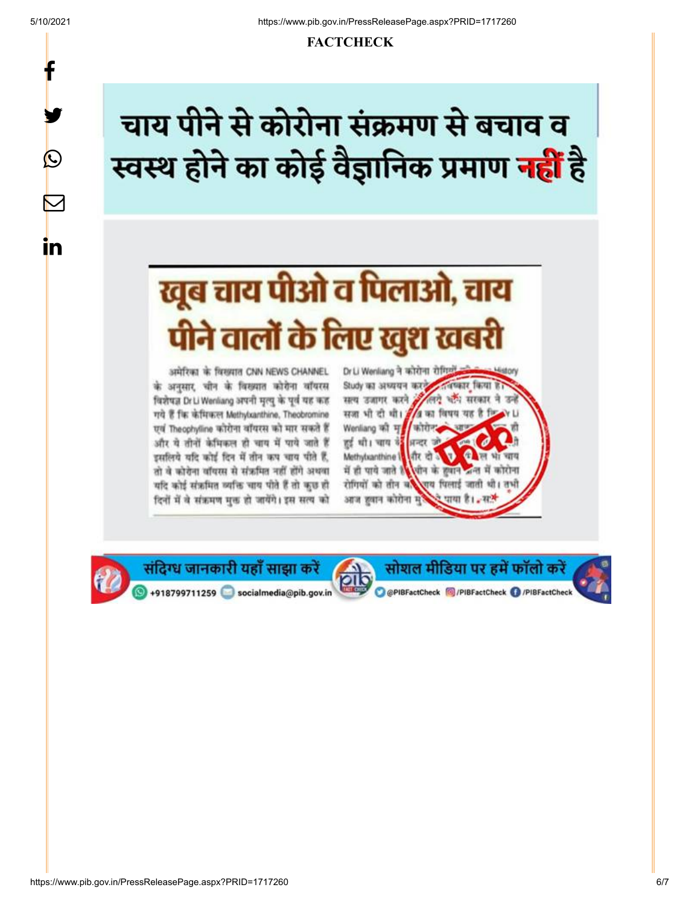**FACTCHECK**

# चाय पीने से कोरोना संक्रमण से बचाव व स्वस्थ होने का कोई वैज्ञानिक प्रमाण नहीं है

## खूब चाय पीओ व पिलाओ, चाय पीने वालों के लिए खुश खबरी

अमेरिका के विख्यात CNN NEWS CHANNEL के अनुसार, चीन के विख्यात कोरोना वॉयरस विशेषज्ञ Dr Li Wenliang अपनी मृत्यु के पूर्व यह कह गये हैं कि केमिकल Methylxanthine, Theobromine एवं Theophylline कोरोना वॉयरस को मार सकते हैं और ये तीनों केमिकल ही चाय में पाये जाते हैं इसलिये यदि कोई दिन में तीन कप चाय पीते हैं, तो वे कोरोना वॉयरस से संक्रमित नहीं होंगे अथवा यदि कोई संक्रमित व्यक्ति चाय पीते हैं तो कुछ ही दिनों में वे संक्रमण मुक्त हो जायेंगे। इस सत्य को Dr Li Wenliang ने कोरोना रोगियों ... History Study का अध्ययन करके ... आविष्कार किया है। सत्य उजागर करने ... लिये चीन सरकार ने उन्हें सजा भी दी थी। ... का विषय यह है कि Dr Li Wenliang की मृ... कोरोना ... ही हुई थी। चाय के अन्दर जो ... Methylxanthine ... और दो ... भी चाय में ही पाये जाते हैं ... चीन के हुवान ... में कोरोना रोगियों को तीन ... चाय पिलाई जाती थी। तभी आज हुवान कोरोना मु... पाया है। ...सत्

फेक

संदिग्ध जानकारी यहाँ साझा करें: +918799711259 socialmedia@pib.gov.in

सोशल मीडिया पर हमें फॉलो करें: @PIBFactCheck /PIBFactCheck /PIBFactCheck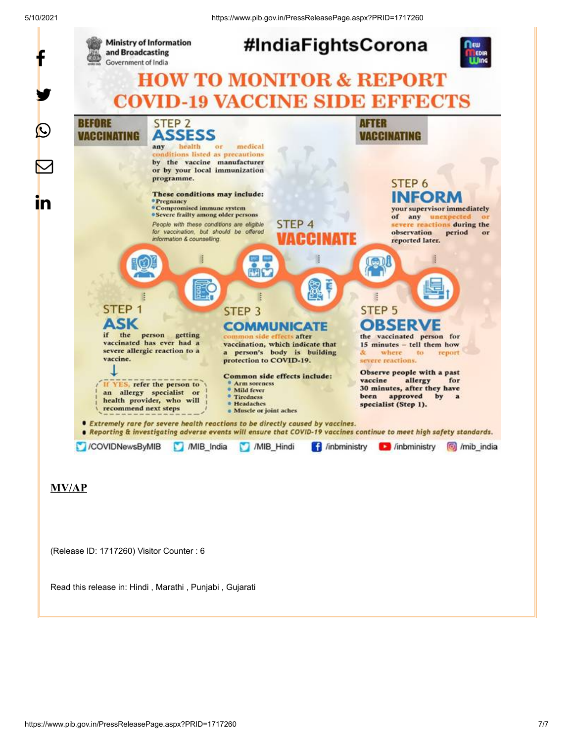Ministry of Information and Broadcasting
Government of India

#IndiaFightsCorona

# HOW TO MONITOR & REPORT COVID-19 VACCINE SIDE EFFECTS

**BEFORE VACCINATING**

**STEP 1**
**ASK**
if the person getting vaccinated has ever had a severe allergic reaction to a vaccine.

If YES, refer the person to an allergy specialist or health provider, who will recommend next steps

**STEP 2**
**ASSESS**
any health or medical conditions listed as precautions by the vaccine manufacturer or by your local immunization programme.

These conditions may include:
- Pregnancy
- Compromised immune system
- Severe frailty among older persons

People with these conditions are eligible for vaccination, but should be offered information & counselling.

**STEP 3**
**COMMUNICATE**
common side effects after vaccination, which indicate that a person's body is building protection to COVID-19.

Common side effects include:
- Arm soreness
- Mild fever
- Tiredness
- Headaches
- Muscle or joint aches

**STEP 4**
**VACCINATE**

**AFTER VACCINATING**

**STEP 5**
**OBSERVE**
the vaccinated person for 15 minutes – tell them how & where to report severe reactions.

Observe people with a past vaccine allergy for 30 minutes, after they have been approved by a specialist (Step 1).

**STEP 6**
**INFORM**
your supervisor immediately of any unexpected or severe reactions during the observation period or reported later.

- *Extremely rare for severe health reactions to be directly caused by vaccines.*
- *Reporting & investigating adverse events will ensure that COVID-19 vaccines continue to meet high safety standards.*

/COVIDNewsByMIB /MIB_India /MIB_Hindi /inbministry /inbministry /mib_india

**MV/AP**

(Release ID: 1717260) Visitor Counter : 6

Read this release in: Hindi , Marathi , Punjabi , Gujarati